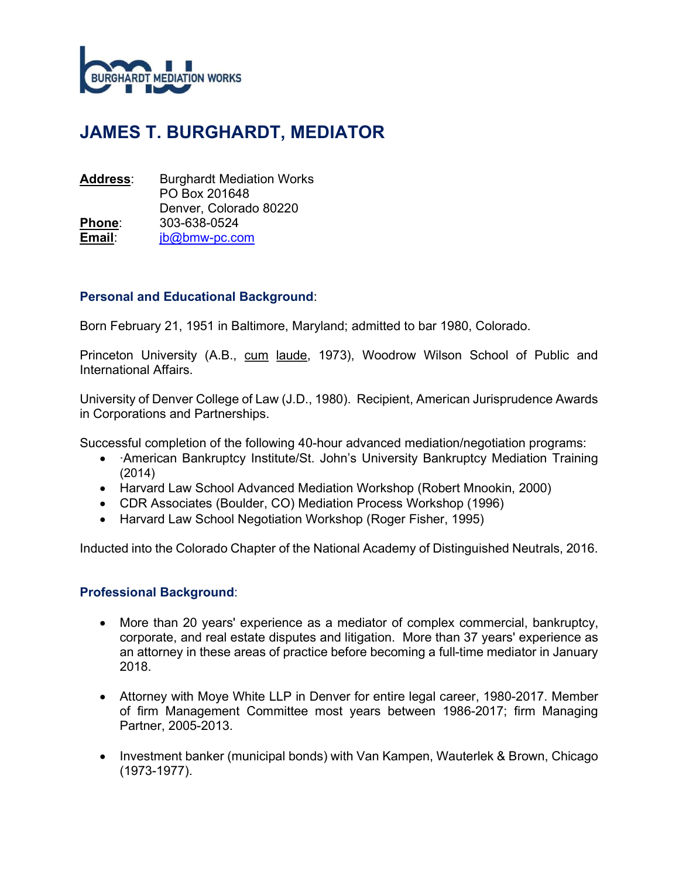BURGHARDT MEDIATION WORKS

# JAMES T. BURGHARDT, MEDIATOR

**Address**: Burghardt Mediation Works
PO Box 201648
Denver, Colorado 80220
**Phone**: 303-638-0524
**Email**: jb@bmw-pc.com

## Personal and Educational Background:

Born February 21, 1951 in Baltimore, Maryland; admitted to bar 1980, Colorado.

Princeton University (A.B., cum laude, 1973), Woodrow Wilson School of Public and International Affairs.

University of Denver College of Law (J.D., 1980). Recipient, American Jurisprudence Awards in Corporations and Partnerships.

Successful completion of the following 40-hour advanced mediation/negotiation programs:

- ·American Bankruptcy Institute/St. John's University Bankruptcy Mediation Training (2014)
- Harvard Law School Advanced Mediation Workshop (Robert Mnookin, 2000)
- CDR Associates (Boulder, CO) Mediation Process Workshop (1996)
- Harvard Law School Negotiation Workshop (Roger Fisher, 1995)

Inducted into the Colorado Chapter of the National Academy of Distinguished Neutrals, 2016.

## Professional Background:

- More than 20 years' experience as a mediator of complex commercial, bankruptcy, corporate, and real estate disputes and litigation. More than 37 years' experience as an attorney in these areas of practice before becoming a full-time mediator in January 2018.

- Attorney with Moye White LLP in Denver for entire legal career, 1980-2017. Member of firm Management Committee most years between 1986-2017; firm Managing Partner, 2005-2013.

- Investment banker (municipal bonds) with Van Kampen, Wauterlek & Brown, Chicago (1973-1977).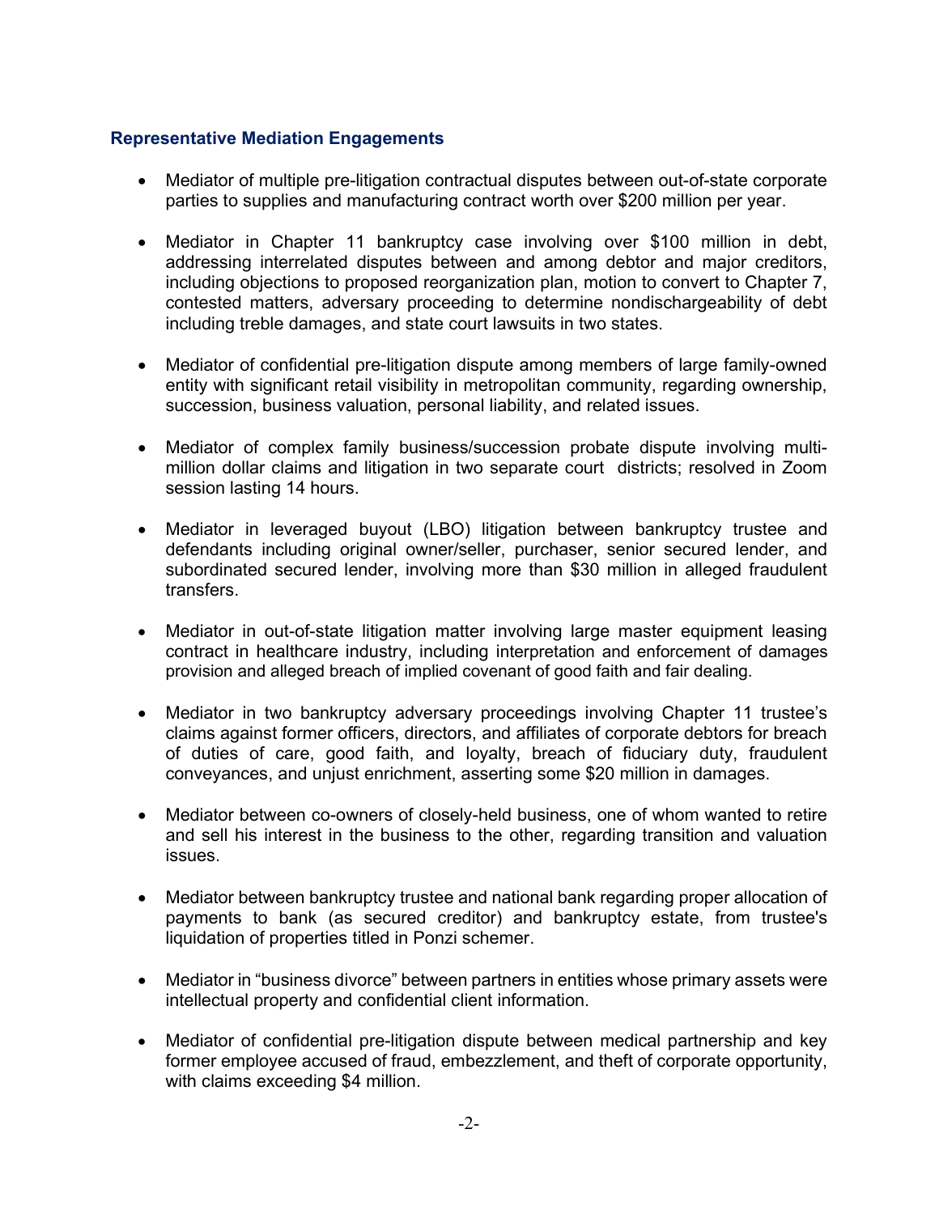### Representative Mediation Engagements

- Mediator of multiple pre-litigation contractual disputes between out-of-state corporate parties to supplies and manufacturing contract worth over $200 million per year.
- Mediator in Chapter 11 bankruptcy case involving over $100 million in debt, addressing interrelated disputes between and among debtor and major creditors, including objections to proposed reorganization plan, motion to convert to Chapter 7, contested matters, adversary proceeding to determine nondischargeability of debt including treble damages, and state court lawsuits in two states.
- Mediator of confidential pre-litigation dispute among members of large family-owned entity with significant retail visibility in metropolitan community, regarding ownership, succession, business valuation, personal liability, and related issues.
- Mediator of complex family business/succession probate dispute involving multi-million dollar claims and litigation in two separate court districts; resolved in Zoom session lasting 14 hours.
- Mediator in leveraged buyout (LBO) litigation between bankruptcy trustee and defendants including original owner/seller, purchaser, senior secured lender, and subordinated secured lender, involving more than $30 million in alleged fraudulent transfers.
- Mediator in out-of-state litigation matter involving large master equipment leasing contract in healthcare industry, including interpretation and enforcement of damages provision and alleged breach of implied covenant of good faith and fair dealing.
- Mediator in two bankruptcy adversary proceedings involving Chapter 11 trustee's claims against former officers, directors, and affiliates of corporate debtors for breach of duties of care, good faith, and loyalty, breach of fiduciary duty, fraudulent conveyances, and unjust enrichment, asserting some $20 million in damages.
- Mediator between co-owners of closely-held business, one of whom wanted to retire and sell his interest in the business to the other, regarding transition and valuation issues.
- Mediator between bankruptcy trustee and national bank regarding proper allocation of payments to bank (as secured creditor) and bankruptcy estate, from trustee's liquidation of properties titled in Ponzi schemer.
- Mediator in "business divorce" between partners in entities whose primary assets were intellectual property and confidential client information.
- Mediator of confidential pre-litigation dispute between medical partnership and key former employee accused of fraud, embezzlement, and theft of corporate opportunity, with claims exceeding $4 million.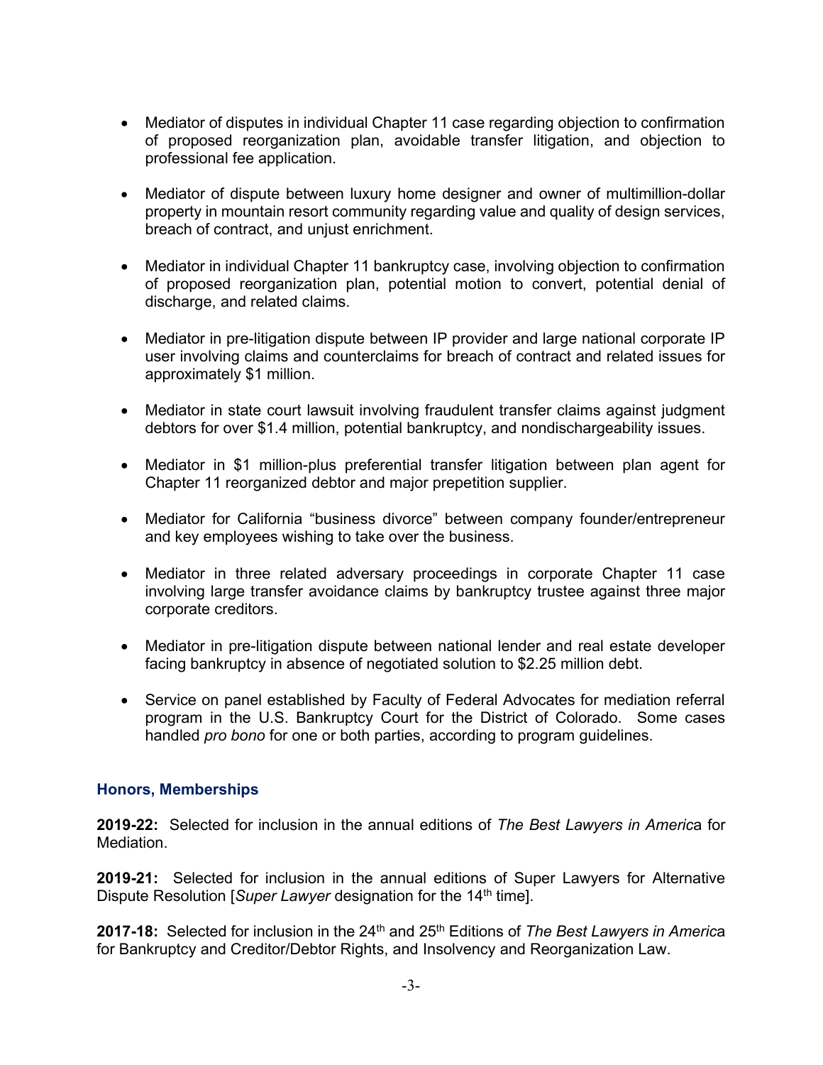- Mediator of disputes in individual Chapter 11 case regarding objection to confirmation of proposed reorganization plan, avoidable transfer litigation, and objection to professional fee application.

- Mediator of dispute between luxury home designer and owner of multimillion-dollar property in mountain resort community regarding value and quality of design services, breach of contract, and unjust enrichment.

- Mediator in individual Chapter 11 bankruptcy case, involving objection to confirmation of proposed reorganization plan, potential motion to convert, potential denial of discharge, and related claims.

- Mediator in pre-litigation dispute between IP provider and large national corporate IP user involving claims and counterclaims for breach of contract and related issues for approximately $1 million.

- Mediator in state court lawsuit involving fraudulent transfer claims against judgment debtors for over $1.4 million, potential bankruptcy, and nondischargeability issues.

- Mediator in $1 million-plus preferential transfer litigation between plan agent for Chapter 11 reorganized debtor and major prepetition supplier.

- Mediator for California "business divorce" between company founder/entrepreneur and key employees wishing to take over the business.

- Mediator in three related adversary proceedings in corporate Chapter 11 case involving large transfer avoidance claims by bankruptcy trustee against three major corporate creditors.

- Mediator in pre-litigation dispute between national lender and real estate developer facing bankruptcy in absence of negotiated solution to $2.25 million debt.

- Service on panel established by Faculty of Federal Advocates for mediation referral program in the U.S. Bankruptcy Court for the District of Colorado. Some cases handled *pro bono* for one or both parties, according to program guidelines.

### Honors, Memberships

**2019-22:** Selected for inclusion in the annual editions of *The Best Lawyers in America* for Mediation.

**2019-21:** Selected for inclusion in the annual editions of Super Lawyers for Alternative Dispute Resolution [*Super Lawyer* designation for the 14th time].

**2017-18:** Selected for inclusion in the 24th and 25th Editions of *The Best Lawyers in America* for Bankruptcy and Creditor/Debtor Rights, and Insolvency and Reorganization Law.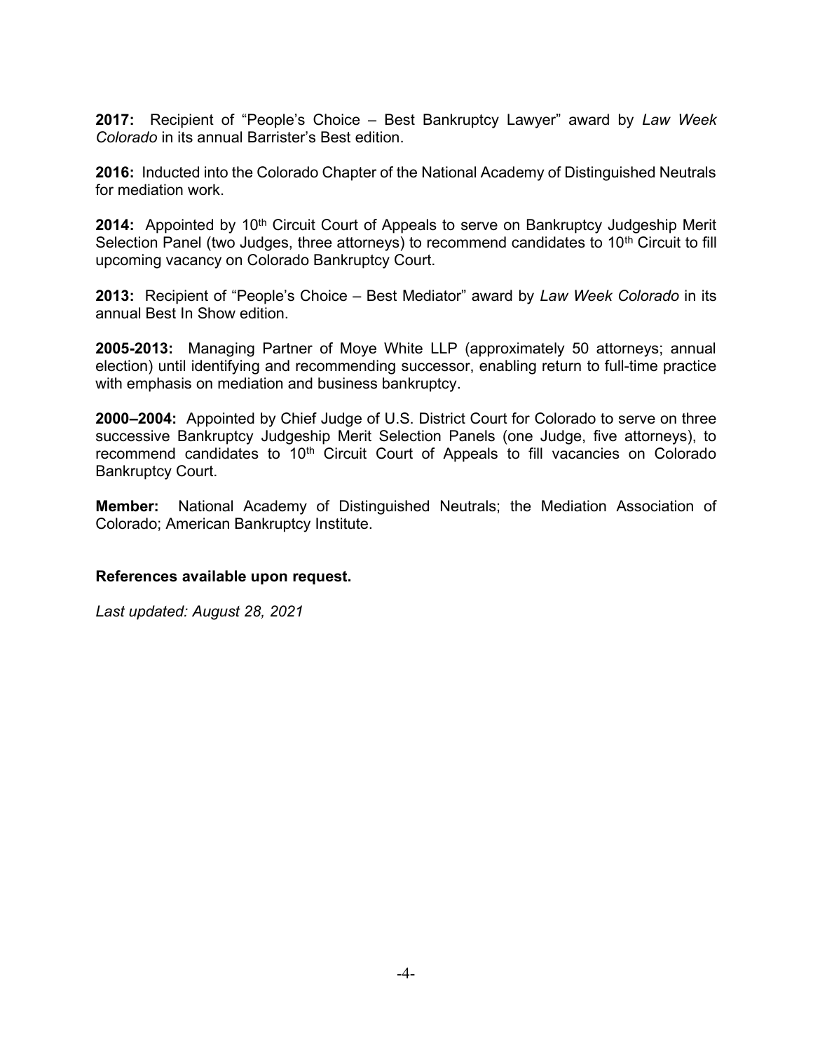**2017:** Recipient of "People's Choice – Best Bankruptcy Lawyer" award by *Law Week Colorado* in its annual Barrister's Best edition.

**2016:** Inducted into the Colorado Chapter of the National Academy of Distinguished Neutrals for mediation work.

**2014:** Appointed by 10th Circuit Court of Appeals to serve on Bankruptcy Judgeship Merit Selection Panel (two Judges, three attorneys) to recommend candidates to 10th Circuit to fill upcoming vacancy on Colorado Bankruptcy Court.

**2013:** Recipient of "People's Choice – Best Mediator" award by *Law Week Colorado* in its annual Best In Show edition.

**2005-2013:** Managing Partner of Moye White LLP (approximately 50 attorneys; annual election) until identifying and recommending successor, enabling return to full-time practice with emphasis on mediation and business bankruptcy.

**2000–2004:** Appointed by Chief Judge of U.S. District Court for Colorado to serve on three successive Bankruptcy Judgeship Merit Selection Panels (one Judge, five attorneys), to recommend candidates to 10th Circuit Court of Appeals to fill vacancies on Colorado Bankruptcy Court.

**Member:** National Academy of Distinguished Neutrals; the Mediation Association of Colorado; American Bankruptcy Institute.

**References available upon request.**

*Last updated: August 28, 2021*